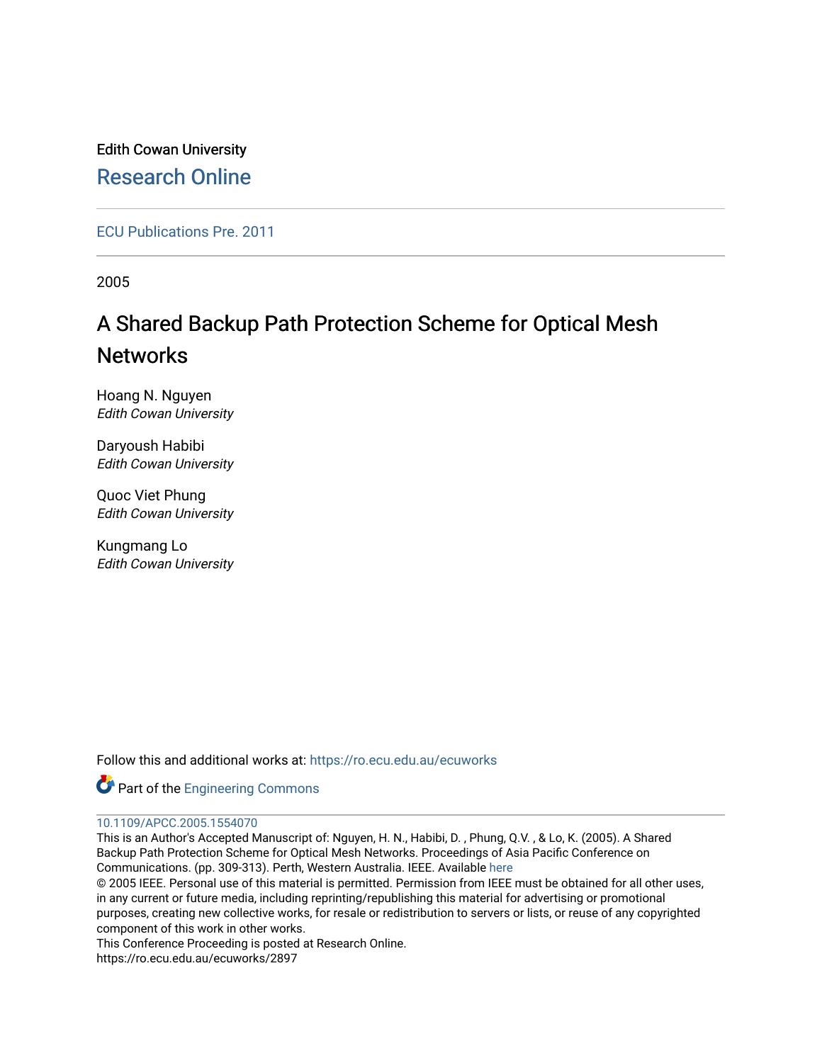Edith Cowan University

## Research Online

ECU Publications Pre. 2011

2005

# A Shared Backup Path Protection Scheme for Optical Mesh Networks

Hoang N. Nguyen
*Edith Cowan University*

Daryoush Habibi
*Edith Cowan University*

Quoc Viet Phung
*Edith Cowan University*

Kungmang Lo
*Edith Cowan University*

Follow this and additional works at: https://ro.ecu.edu.au/ecuworks

Part of the Engineering Commons

10.1109/APCC.2005.1554070

This is an Author's Accepted Manuscript of: Nguyen, H. N., Habibi, D. , Phung, Q.V. , & Lo, K. (2005). A Shared Backup Path Protection Scheme for Optical Mesh Networks. Proceedings of Asia Pacific Conference on Communications. (pp. 309-313). Perth, Western Australia. IEEE. Available here

© 2005 IEEE. Personal use of this material is permitted. Permission from IEEE must be obtained for all other uses, in any current or future media, including reprinting/republishing this material for advertising or promotional purposes, creating new collective works, for resale or redistribution to servers or lists, or reuse of any copyrighted component of this work in other works.

This Conference Proceeding is posted at Research Online.

https://ro.ecu.edu.au/ecuworks/2897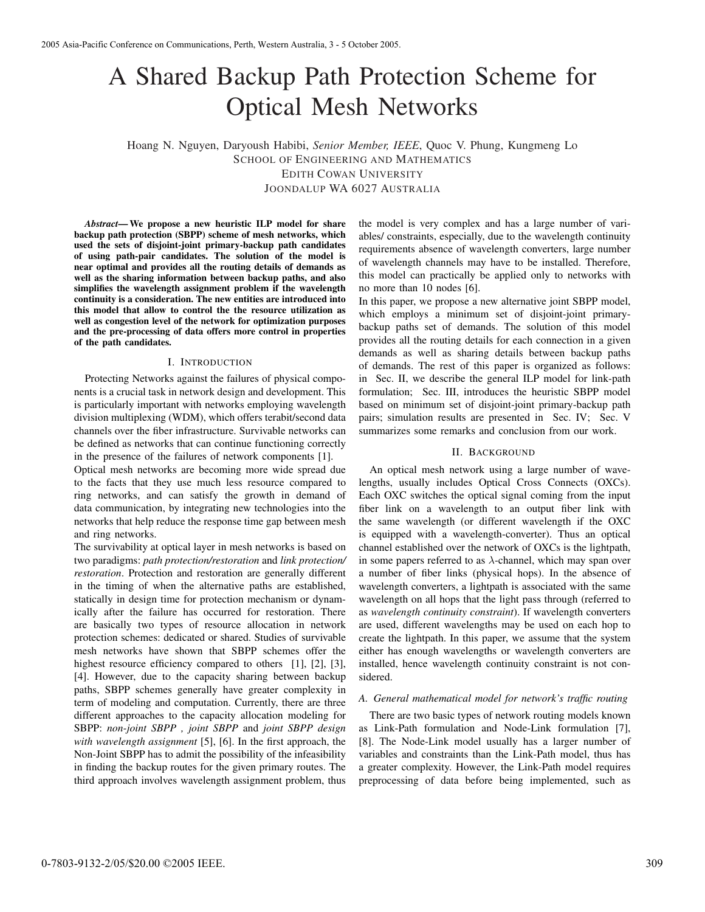# A Shared Backup Path Protection Scheme for Optical Mesh Networks

Hoang N. Nguyen, Daryoush Habibi, *Senior Member, IEEE*, Quoc V. Phung, Kungmeng Lo
SCHOOL OF ENGINEERING AND MATHEMATICS
EDITH COWAN UNIVERSITY
JOONDALUP WA 6027 AUSTRALIA

***Abstract*— We propose a new heuristic ILP model for share backup path protection (SBPP) scheme of mesh networks, which used the sets of disjoint-joint primary-backup path candidates of using path-pair candidates. The solution of the model is near optimal and provides all the routing details of demands as well as the sharing information between backup paths, and also simplifies the wavelength assignment problem if the wavelength continuity is a consideration. The new entities are introduced into this model that allow to control the the resource utilization as well as congestion level of the network for optimization purposes and the pre-processing of data offers more control in properties of the path candidates.**

## I. INTRODUCTION

Protecting Networks against the failures of physical components is a crucial task in network design and development. This is particularly important with networks employing wavelength division multiplexing (WDM), which offers terabit/second data channels over the fiber infrastructure. Survivable networks can be defined as networks that can continue functioning correctly in the presence of the failures of network components [1].

Optical mesh networks are becoming more wide spread due to the facts that they use much less resource compared to ring networks, and can satisfy the growth in demand of data communication, by integrating new technologies into the networks that help reduce the response time gap between mesh and ring networks.

The survivability at optical layer in mesh networks is based on two paradigms: *path protection/restoration* and *link protection/ restoration*. Protection and restoration are generally different in the timing of when the alternative paths are established, statically in design time for protection mechanism or dynamically after the failure has occurred for restoration. There are basically two types of resource allocation in network protection schemes: dedicated or shared. Studies of survivable mesh networks have shown that SBPP schemes offer the highest resource efficiency compared to others [1], [2], [3], [4]. However, due to the capacity sharing between backup paths, SBPP schemes generally have greater complexity in term of modeling and computation. Currently, there are three different approaches to the capacity allocation modeling for SBPP: *non-joint SBPP* , *joint SBPP* and *joint SBPP design with wavelength assignment* [5], [6]. In the first approach, the Non-Joint SBPP has to admit the possibility of the infeasibility in finding the backup routes for the given primary routes. The third approach involves wavelength assignment problem, thus the model is very complex and has a large number of variables/ constraints, especially, due to the wavelength continuity requirements absence of wavelength converters, large number of wavelength channels may have to be installed. Therefore, this model can practically be applied only to networks with no more than 10 nodes [6].

In this paper, we propose a new alternative joint SBPP model, which employs a minimum set of disjoint-joint primary-backup paths set of demands. The solution of this model provides all the routing details for each connection in a given demands as well as sharing details between backup paths of demands. The rest of this paper is organized as follows: in Sec. II, we describe the general ILP model for link-path formulation; Sec. III, introduces the heuristic SBPP model based on minimum set of disjoint-joint primary-backup path pairs; simulation results are presented in Sec. IV; Sec. V summarizes some remarks and conclusion from our work.

## II. BACKGROUND

An optical mesh network using a large number of wavelengths, usually includes Optical Cross Connects (OXCs). Each OXC switches the optical signal coming from the input fiber link on a wavelength to an output fiber link with the same wavelength (or different wavelength if the OXC is equipped with a wavelength-converter). Thus an optical channel established over the network of OXCs is the lightpath, in some papers referred to as $\lambda$-channel, which may span over a number of fiber links (physical hops). In the absence of wavelength converters, a lightpath is associated with the same wavelength on all hops that the light pass through (referred to as *wavelength continuity constraint*). If wavelength converters are used, different wavelengths may be used on each hop to create the lightpath. In this paper, we assume that the system either has enough wavelengths or wavelength converters are installed, hence wavelength continuity constraint is not considered.

### *A. General mathematical model for network's traffic routing*

There are two basic types of network routing models known as Link-Path formulation and Node-Link formulation [7], [8]. The Node-Link model usually has a larger number of variables and constraints than the Link-Path model, thus has a greater complexity. However, the Link-Path model requires preprocessing of data before being implemented, such as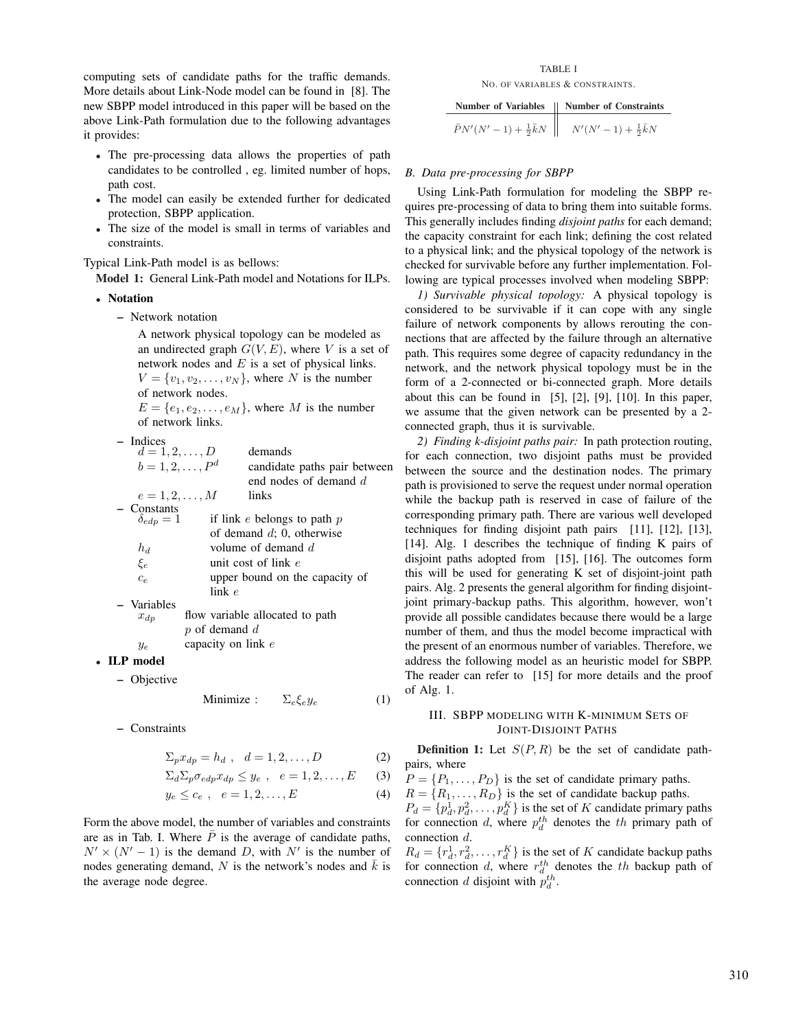computing sets of candidate paths for the traffic demands. More details about Link-Node model can be found in [8]. The new SBPP model introduced in this paper will be based on the above Link-Path formulation due to the following advantages it provides:

- The pre-processing data allows the properties of path candidates to be controlled , eg. limited number of hops, path cost.
- The model can easily be extended further for dedicated protection, SBPP application.
- The size of the model is small in terms of variables and constraints.

Typical Link-Path model is as bellows:

**Model 1:** General Link-Path model and Notations for ILPs.

- **Notation**
  - Network notation

    A network physical topology can be modeled as an undirected graph $G(V, E)$, where $V$ is a set of network nodes and $E$ is a set of physical links. $V = \{v_1, v_2, \dots, v_N\}$, where $N$ is the number of network nodes.

    $E = \{e_1, e_2, \dots, e_M\}$, where $M$ is the number of network links.
  - Indices
    - $d = 1, 2, \dots, D$ — demands
    - $b = 1, 2, \dots, P^d$ — candidate paths pair between end nodes of demand $d$
    - $e = 1, 2, \dots, M$ — links
  - Constants
    - $\delta_{edp} = 1$ — if link $e$ belongs to path $p$ of demand $d$; 0, otherwise
    - $h_d$ — volume of demand $d$
    - $\xi_e$ — unit cost of link $e$
    - $c_e$ — upper bound on the capacity of link $e$
  - Variables
    - $x_{dp}$ — flow variable allocated to path $p$ of demand $d$
    - $y_e$ — capacity on link $e$
- **ILP model**
  - Objective

$$\text{Minimize :} \qquad \Sigma_e \xi_e y_e \tag{1}$$

  - Constraints

$$\Sigma_p x_{dp} = h_d \ , \quad d = 1, 2, \dots, D \tag{2}$$

$$\Sigma_d \Sigma_p \sigma_{edp} x_{dp} \leq y_e \ , \quad e = 1, 2, \dots, E \tag{3}$$

$$y_e \leq c_e \ , \quad e = 1, 2, \dots, E \tag{4}$$

Form the above model, the number of variables and constraints are as in Tab. I. Where $\bar{P}$ is the average of candidate paths, $N' \times (N' - 1)$ is the demand $D$, with $N'$ is the number of nodes generating demand, $N$ is the network's nodes and $\bar{k}$ is the average node degree.

TABLE I

No. of variables & constraints.

| Number of Variables | Number of Constraints |
|---|---|
| $\bar{P}N'(N'-1) + \frac{1}{2}\bar{k}N$ | $N'(N'-1) + \frac{1}{2}\bar{k}N$ |

### B. Data pre-processing for SBPP

Using Link-Path formulation for modeling the SBPP requires pre-processing of data to bring them into suitable forms. This generally includes finding *disjoint paths* for each demand; the capacity constraint for each link; defining the cost related to a physical link; and the physical topology of the network is checked for survivable before any further implementation. Following are typical processes involved when modeling SBPP:

*1) Survivable physical topology:* A physical topology is considered to be survivable if it can cope with any single failure of network components by allows rerouting the connections that are affected by the failure through an alternative path. This requires some degree of capacity redundancy in the network, and the network physical topology must be in the form of a 2-connected or bi-connected graph. More details about this can be found in [5], [2], [9], [10]. In this paper, we assume that the given network can be presented by a 2-connected graph, thus it is survivable.

*2) Finding k-disjoint paths pair:* In path protection routing, for each connection, two disjoint paths must be provided between the source and the destination nodes. The primary path is provisioned to serve the request under normal operation while the backup path is reserved in case of failure of the corresponding primary path. There are various well developed techniques for finding disjoint path pairs [11], [12], [13], [14]. Alg. 1 describes the technique of finding K pairs of disjoint paths adopted from [15], [16]. The outcomes form this will be used for generating K set of disjoint-joint path pairs. Alg. 2 presents the general algorithm for finding disjoint-joint primary-backup paths. This algorithm, however, won't provide all possible candidates because there would be a large number of them, and thus the model become impractical with the present of an enormous number of variables. Therefore, we address the following model as an heuristic model for SBPP. The reader can refer to [15] for more details and the proof of Alg. 1.

## III. SBPP Modeling with K-minimum Sets of Joint-Disjoint Paths

**Definition 1:** Let $S(P, R)$ be the set of candidate path-pairs, where

$P = \{P_1, \dots, P_D\}$ is the set of candidate primary paths.

$R = \{R_1, \dots, R_D\}$ is the set of candidate backup paths.

$P_d = \{p_d^1, p_d^2, \dots, p_d^K\}$ is the set of $K$ candidate primary paths for connection $d$, where $p_d^{th}$ denotes the $th$ primary path of connection $d$.

$R_d = \{r_d^1, r_d^2, \dots, r_d^K\}$ is the set of $K$ candidate backup paths for connection $d$, where $r_d^{th}$ denotes the $th$ backup path of connection $d$ disjoint with $p_d^{th}$.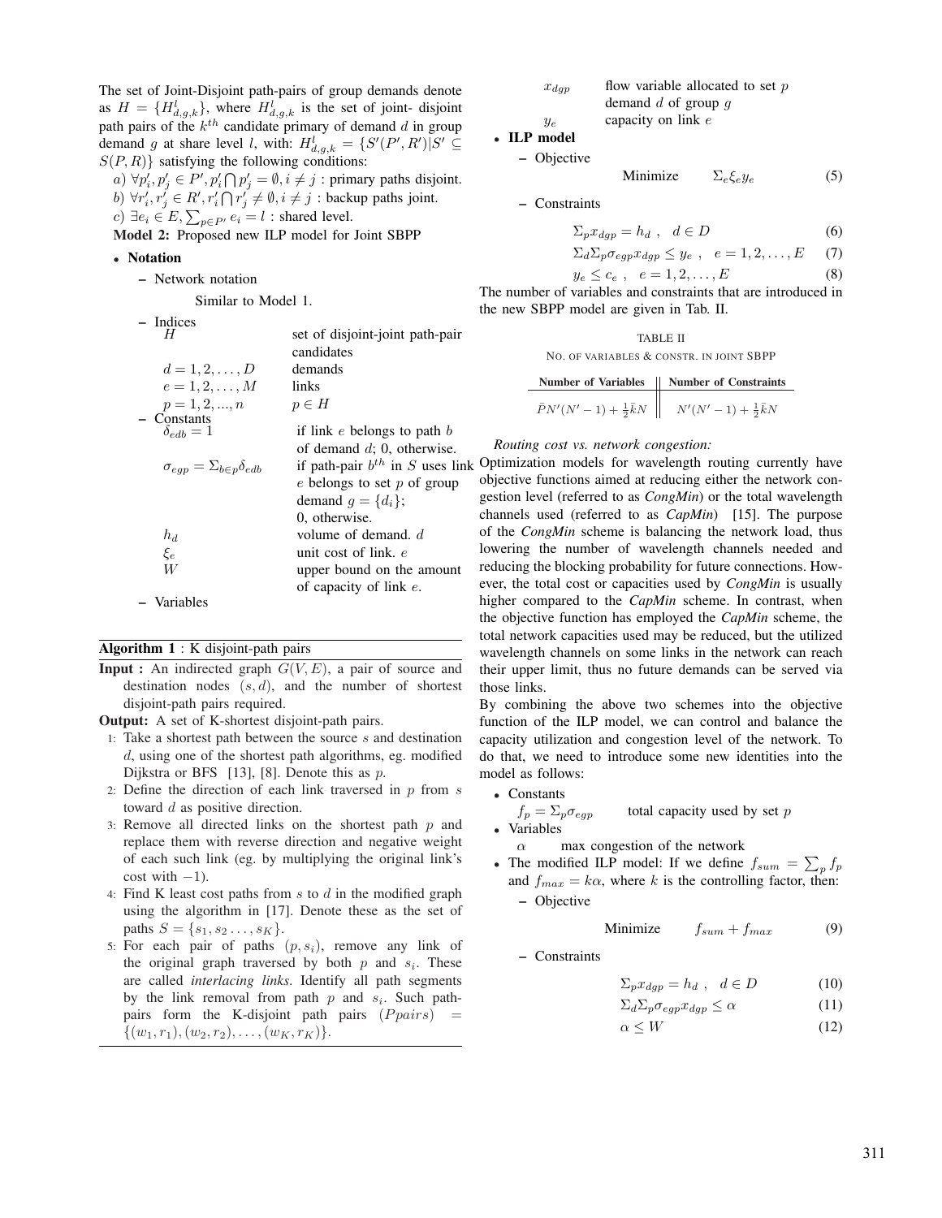The set of Joint-Disjoint path-pairs of group demands denote as $H = \{H^l_{d,g,k}\}$, where $H^l_{d,g,k}$ is the set of joint- disjoint path pairs of the $k^{th}$ candidate primary of demand $d$ in group demand $g$ at share level $l$, with: $H^l_{d,g,k} = \{S'(P', R')|S' \subseteq S(P, R)\}$ satisfying the following conditions:

$a)$ $\forall p'_i, p'_j \in P', p'_i \bigcap p'_j = \emptyset, i \neq j$ : primary paths disjoint.

$b)$ $\forall r'_i, r'_j \in R', r'_i \bigcap r'_j \neq \emptyset, i \neq j$ : backup paths joint.

$c)$ $\exists e_i \in E, \sum_{p \in P'} e_i = l$ : shared level.

**Model 2:** Proposed new ILP model for Joint SBPP

- **Notation**
  - Network notation

    Similar to Model 1.
  - Indices

| | |
|---|---|
| $H$ | set of disjoint-joint path-pair candidates |
| $d = 1, 2, \ldots, D$ | demands |
| $e = 1, 2, \ldots, M$ | links |
| $p = 1, 2, ..., n$ | $p \in H$ |

  - Constants

| | |
|---|---|
| $\delta_{edb} = 1$ | if link $e$ belongs to path $b$ of demand $d$; 0, otherwise. |
| $\sigma_{egp} = \Sigma_{b \in p} \delta_{edb}$ | if path-pair $b^{th}$ in $S$ uses link $e$ belongs to set $p$ of group demand $g = \{d_i\}$; 0, otherwise. |
| $h_d$ | volume of demand. $d$ |
| $\xi_e$ | unit cost of link. $e$ |
| $W$ | upper bound on the amount of capacity of link $e$. |

  - Variables

| | |
|---|---|
| $x_{dgp}$ | flow variable allocated to set $p$ demand $d$ of group $g$ |
| $y_e$ | capacity on link $e$ |

- **ILP model**
  - Objective

$$\text{Minimize} \qquad \Sigma_e \xi_e y_e \tag{5}$$

  - Constraints

$$\Sigma_p x_{dgp} = h_d \ , \quad d \in D \tag{6}$$

$$\Sigma_d \Sigma_p \sigma_{egp} x_{dgp} \leq y_e \ , \quad e = 1, 2, \ldots, E \tag{7}$$

$$y_e \leq c_e \ , \quad e = 1, 2, \ldots, E \tag{8}$$

**Algorithm 1** : K disjoint-path pairs

**Input :** An indirected graph $G(V, E)$, a pair of source and destination nodes $(s, d)$, and the number of shortest disjoint-path pairs required.

**Output:** A set of K-shortest disjoint-path pairs.

1. Take a shortest path between the source $s$ and destination $d$, using one of the shortest path algorithms, eg. modified Dijkstra or BFS [13], [8]. Denote this as $p$.
2. Define the direction of each link traversed in $p$ from $s$ toward $d$ as positive direction.
3. Remove all directed links on the shortest path $p$ and replace them with reverse direction and negative weight of each such link (eg. by multiplying the original link's cost with $-1$).
4. Find K least cost paths from $s$ to $d$ in the modified graph using the algorithm in [17]. Denote these as the set of paths $S = \{s_1, s_2 \ldots, s_K\}$.
5. For each pair of paths $(p, s_i)$, remove any link of the original graph traversed by both $p$ and $s_i$. These are called *interlacing links*. Identify all path segments by the link removal from path $p$ and $s_i$. Such path-pairs form the K-disjoint path pairs $(Ppairs) = \{(w_1, r_1), (w_2, r_2), \ldots, (w_K, r_K)\}$.

The number of variables and constraints that are introduced in the new SBPP model are given in Tab. II.

TABLE II
NO. OF VARIABLES & CONSTR. IN JOINT SBPP

| Number of Variables | Number of Constraints |
|---|---|
| $\bar{P}N'(N'-1) + \frac{1}{2}\bar{k}N$ | $N'(N'-1) + \frac{1}{2}\bar{k}N$ |

*Routing cost vs. network congestion:*

Optimization models for wavelength routing currently have objective functions aimed at reducing either the network congestion level (referred to as ***CongMin***) or the total wavelength channels used (referred to as ***CapMin***) [15]. The purpose of the ***CongMin*** scheme is balancing the network load, thus lowering the number of wavelength channels needed and reducing the blocking probability for future connections. However, the total cost or capacities used by ***CongMin*** is usually higher compared to the ***CapMin*** scheme. In contrast, when the objective function has employed the ***CapMin*** scheme, the total network capacities used may be reduced, but the utilized wavelength channels on some links in the network can reach their upper limit, thus no future demands can be served via those links.

By combining the above two schemes into the objective function of the ILP model, we can control and balance the capacity utilization and congestion level of the network. To do that, we need to introduce some new identities into the model as follows:

- Constants

  $f_p = \Sigma_p \sigma_{egp}$ — total capacity used by set $p$
- Variables

  $\alpha$ — max congestion of the network
- The modified ILP model: If we define $f_{sum} = \sum_p f_p$ and $f_{max} = k\alpha$, where $k$ is the controlling factor, then:
  - Objective

$$\text{Minimize} \qquad f_{sum} + f_{max} \tag{9}$$

  - Constraints

$$\Sigma_p x_{dgp} = h_d \ , \quad d \in D \tag{10}$$

$$\Sigma_d \Sigma_p \sigma_{egp} x_{dgp} \leq \alpha \tag{11}$$

$$\alpha \leq W \tag{12}$$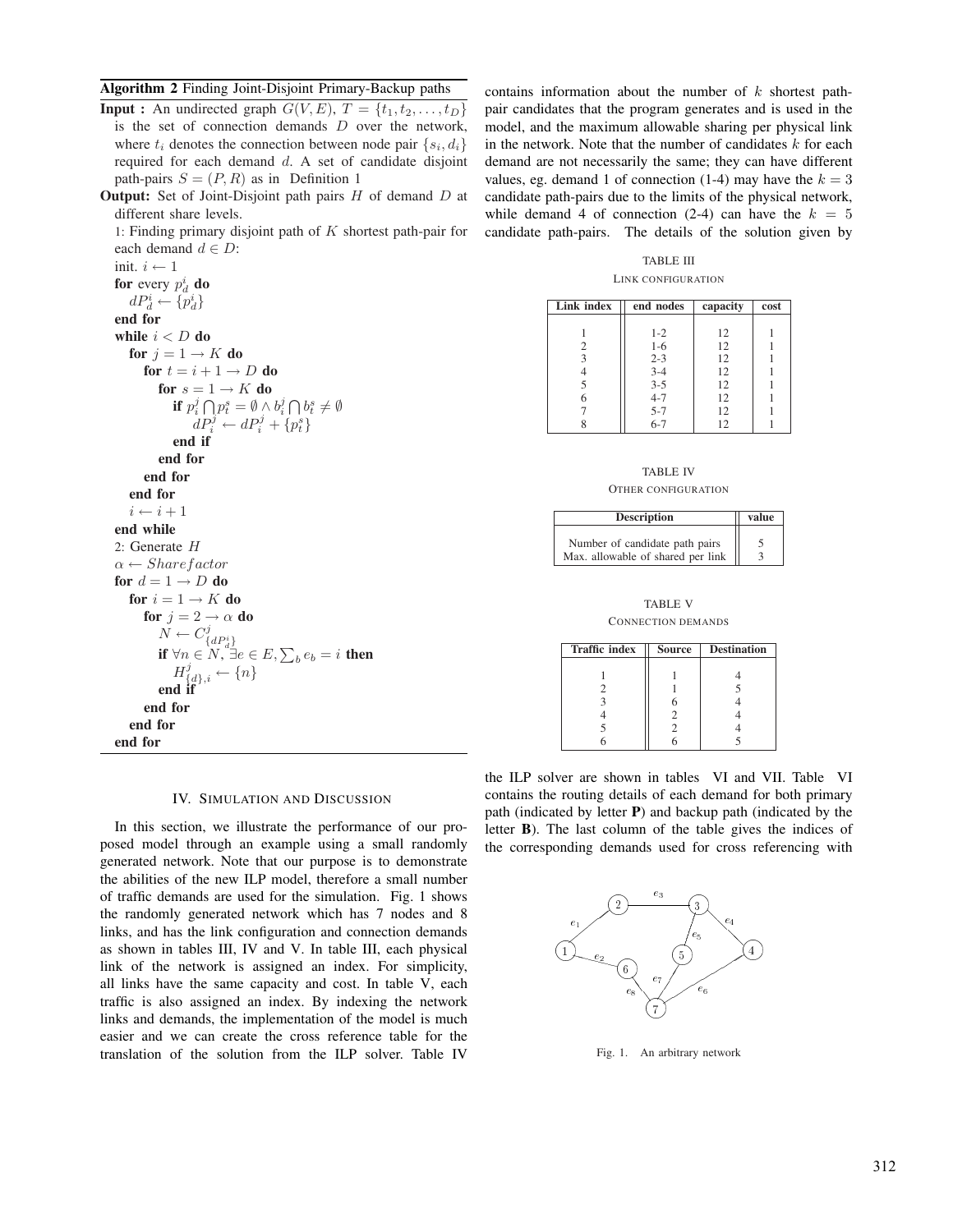**Algorithm 2** Finding Joint-Disjoint Primary-Backup paths

**Input :** An undirected graph $G(V, E)$, $T = \{t_1, t_2, \ldots, t_D\}$ is the set of connection demands $D$ over the network, where $t_i$ denotes the connection between node pair $\{s_i, d_i\}$ required for each demand $d$. A set of candidate disjoint path-pairs $S = (P, R)$ as in Definition 1

**Output:** Set of Joint-Disjoint path pairs $H$ of demand $D$ at different share levels.

1: Finding primary disjoint path of $K$ shortest path-pair for each demand $d \in D$:

init. $i \leftarrow 1$
**for** every $p_d^i$ **do**
  $dP_d^i \leftarrow \{p_d^i\}$
**end for**
**while** $i < D$ **do**
  **for** $j = 1 \rightarrow K$ **do**
    **for** $t = i + 1 \rightarrow D$ **do**
      **for** $s = 1 \rightarrow K$ **do**
        **if** $p_i^j \bigcap p_t^s = \emptyset \wedge b_i^j \bigcap b_t^s \neq \emptyset$
          $dP_i^j \leftarrow dP_i^j + \{p_t^s\}$
        **end if**
      **end for**
    **end for**
  **end for**
  $i \leftarrow i + 1$
**end while**

2: Generate $H$

$\alpha \leftarrow Sharefactor$
**for** $d = 1 \rightarrow D$ **do**
  **for** $i = 1 \rightarrow K$ **do**
    **for** $j = 2 \rightarrow \alpha$ **do**
      $N \leftarrow C^j_{\{dP_d^i\}}$
      **if** $\forall n \in N, \exists e \in E, \sum_b e_b = i$ **then**
        $H^j_{\{d\},i} \leftarrow \{n\}$
      **end if**
    **end for**
  **end for**
**end for**

## IV. Simulation and Discussion

In this section, we illustrate the performance of our proposed model through an example using a small randomly generated network. Note that our purpose is to demonstrate the abilities of the new ILP model, therefore a small number of traffic demands are used for the simulation. Fig. 1 shows the randomly generated network which has 7 nodes and 8 links, and has the link configuration and connection demands as shown in tables III, IV and V. In table III, each physical link of the network is assigned an index. For simplicity, all links have the same capacity and cost. In table V, each traffic is also assigned an index. By indexing the network links and demands, the implementation of the model is much easier and we can create the cross reference table for the translation of the solution from the ILP solver. Table IV contains information about the number of $k$ shortest path-pair candidates that the program generates and is used in the model, and the maximum allowable sharing per physical link in the network. Note that the number of candidates $k$ for each demand are not necessarily the same; they can have different values, eg. demand 1 of connection (1-4) may have the $k = 3$ candidate path-pairs due to the limits of the physical network, while demand 4 of connection (2-4) can have the $k = 5$ candidate path-pairs. The details of the solution given by the ILP solver are shown in tables VI and VII. Table VI contains the routing details of each demand for both primary path (indicated by letter **P**) and backup path (indicated by the letter **B**). The last column of the table gives the indices of the corresponding demands used for cross referencing with

TABLE III
LINK CONFIGURATION

| Link index | end nodes | capacity | cost |
|---|---|---|---|
| 1 | 1-2 | 12 | 1 |
| 2 | 1-6 | 12 | 1 |
| 3 | 2-3 | 12 | 1 |
| 4 | 3-4 | 12 | 1 |
| 5 | 3-5 | 12 | 1 |
| 6 | 4-7 | 12 | 1 |
| 7 | 5-7 | 12 | 1 |
| 8 | 6-7 | 12 | 1 |

TABLE IV
OTHER CONFIGURATION

| Description | value |
|---|---|
| Number of candidate path pairs | 5 |
| Max. allowable of shared per link | 3 |

TABLE V
CONNECTION DEMANDS

| Traffic index | Source | Destination |
|---|---|---|
| 1 | 1 | 4 |
| 2 | 1 | 5 |
| 3 | 6 | 4 |
| 4 | 2 | 4 |
| 5 | 2 | 4 |
| 6 | 6 | 5 |

Fig. 1. An arbitrary network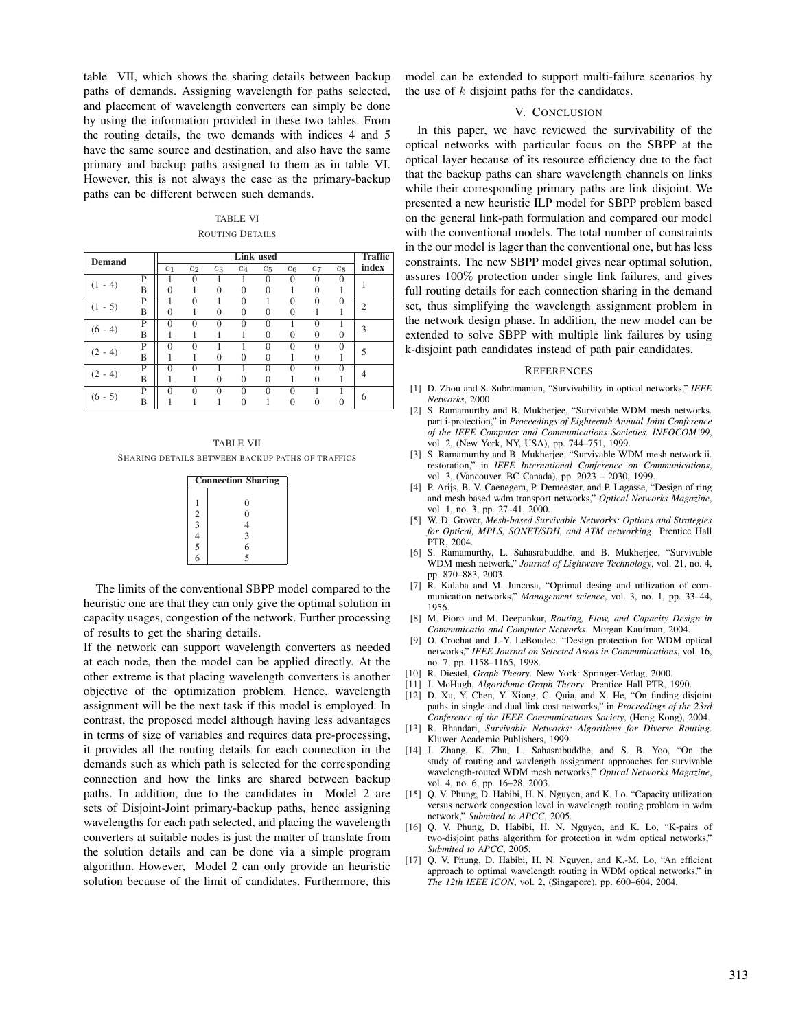table VII, which shows the sharing details between backup paths of demands. Assigning wavelength for paths selected, and placement of wavelength converters can simply be done by using the information provided in these two tables. From the routing details, the two demands with indices 4 and 5 have the same source and destination, and also have the same primary and backup paths assigned to them as in table VI. However, this is not always the case as the primary-backup paths can be different between such demands.

TABLE VI
ROUTING DETAILS

| **Demand** | | **Link used** | | | | | | | | **Traffic index** |
|---|---|---|---|---|---|---|---|---|---|---|
| | | $e_1$ | $e_2$ | $e_3$ | $e_4$ | $e_5$ | $e_6$ | $e_7$ | $e_8$ | |
| (1 - 4) | P | 1 | 0 | 1 | 1 | 0 | 0 | 0 | 0 | 1 |
| | B | 0 | 1 | 0 | 0 | 0 | 1 | 0 | 1 | |
| (1 - 5) | P | 1 | 0 | 1 | 0 | 1 | 0 | 0 | 0 | 2 |
| | B | 0 | 1 | 0 | 0 | 0 | 0 | 1 | 1 | |
| (6 - 4) | P | 0 | 0 | 0 | 0 | 0 | 1 | 0 | 1 | 3 |
| | B | 1 | 1 | 1 | 1 | 0 | 0 | 0 | 0 | |
| (2 - 4) | P | 0 | 0 | 1 | 1 | 0 | 0 | 0 | 0 | 5 |
| | B | 1 | 1 | 0 | 0 | 0 | 1 | 0 | 1 | |
| (2 - 4) | P | 0 | 0 | 1 | 1 | 0 | 0 | 0 | 0 | 4 |
| | B | 1 | 1 | 0 | 0 | 0 | 1 | 0 | 1 | |
| (6 - 5) | P | 0 | 0 | 0 | 0 | 0 | 0 | 1 | 1 | 6 |
| | B | 1 | 1 | 1 | 0 | 1 | 0 | 0 | 0 | |

TABLE VII
SHARING DETAILS BETWEEN BACKUP PATHS OF TRAFFICS

| **Connection Sharing** | |
|---|---|
| 1 | 0 |
| 2 | 0 |
| 3 | 4 |
| 4 | 3 |
| 5 | 6 |
| 6 | 5 |

The limits of the conventional SBPP model compared to the heuristic one are that they can only give the optimal solution in capacity usages, congestion of the network. Further processing of results to get the sharing details.

If the network can support wavelength converters as needed at each node, then the model can be applied directly. At the other extreme is that placing wavelength converters is another objective of the optimization problem. Hence, wavelength assignment will be the next task if this model is employed. In contrast, the proposed model although having less advantages in terms of size of variables and requires data pre-processing, it provides all the routing details for each connection in the demands such as which path is selected for the corresponding connection and how the links are shared between backup paths. In addition, due to the candidates in Model 2 are sets of Disjoint-Joint primary-backup paths, hence assigning wavelengths for each path selected, and placing the wavelength converters at suitable nodes is just the matter of translate from the solution details and can be done via a simple program algorithm. However, Model 2 can only provide an heuristic solution because of the limit of candidates. Furthermore, this model can be extended to support multi-failure scenarios by the use of $k$ disjoint paths for the candidates.

## V. CONCLUSION

In this paper, we have reviewed the survivability of the optical networks with particular focus on the SBPP at the optical layer because of its resource efficiency due to the fact that the backup paths can share wavelength channels on links while their corresponding primary paths are link disjoint. We presented a new heuristic ILP model for SBPP problem based on the general link-path formulation and compared our model with the conventional models. The total number of constraints in the our model is lager than the conventional one, but has less constraints. The new SBPP model gives near optimal solution, assures 100% protection under single link failures, and gives full routing details for each connection sharing in the demand set, thus simplifying the wavelength assignment problem in the network design phase. In addition, the new model can be extended to solve SBPP with multiple link failures by using k-disjoint path candidates instead of path pair candidates.

## REFERENCES

[1] D. Zhou and S. Subramanian, "Survivability in optical networks," *IEEE Networks*, 2000.

[2] S. Ramamurthy and B. Mukherjee, "Survivable WDM mesh networks. part i-protection," in *Proceedings of Eighteenth Annual Joint Conference of the IEEE Computer and Communications Societies. INFOCOM'99*, vol. 2, (New York, NY, USA), pp. 744–751, 1999.

[3] S. Ramamurthy and B. Mukherjee, "Survivable WDM mesh network.ii. restoration," in *IEEE International Conference on Communications*, vol. 3, (Vancouver, BC Canada), pp. 2023 – 2030, 1999.

[4] P. Arijs, B. V. Caenegem, P. Demeester, and P. Lagasse, "Design of ring and mesh based wdm transport networks," *Optical Networks Magazine*, vol. 1, no. 3, pp. 27–41, 2000.

[5] W. D. Grover, *Mesh-based Survivable Networks: Options and Strategies for Optical, MPLS, SONET/SDH, and ATM networking*. Prentice Hall PTR, 2004.

[6] S. Ramamurthy, L. Sahasrabuddhe, and B. Mukherjee, "Survivable WDM mesh network," *Journal of Lightwave Technology*, vol. 21, no. 4, pp. 870–883, 2003.

[7] R. Kalaba and M. Juncosa, "Optimal desing and utilization of communication networks," *Management science*, vol. 3, no. 1, pp. 33–44, 1956.

[8] M. Pioro and M. Deepankar, *Routing, Flow, and Capacity Design in Communicatio and Computer Networks*. Morgan Kaufman, 2004.

[9] O. Crochat and J.-Y. LeBoudec, "Design protection for WDM optical networks," *IEEE Journal on Selected Areas in Communications*, vol. 16, no. 7, pp. 1158–1165, 1998.

[10] R. Diestel, *Graph Theory*. New York: Springer-Verlag, 2000.

[11] J. McHugh, *Algorithmic Graph Theory*. Prentice Hall PTR, 1990.

[12] D. Xu, Y. Chen, Y. Xiong, C. Quia, and X. He, "On finding disjoint paths in single and dual link cost networks," in *Proceedings of the 23rd Conference of the IEEE Communications Society*, (Hong Kong), 2004.

[13] R. Bhandari, *Survivable Networks: Algorithms for Diverse Routing*. Kluwer Academic Publishers, 1999.

[14] J. Zhang, K. Zhu, L. Sahasrabuddhe, and S. B. Yoo, "On the study of routing and wavlength assignment approaches for survivable wavelength-routed WDM mesh networks," *Optical Networks Magazine*, vol. 4, no. 6, pp. 16–28, 2003.

[15] Q. V. Phung, D. Habibi, H. N. Nguyen, and K. Lo, "Capacity utilization versus network congestion level in wavelength routing problem in wdm network," *Submited to APCC*, 2005.

[16] Q. V. Phung, D. Habibi, H. N. Nguyen, and K. Lo, "K-pairs of two-disjoint paths algorithm for protection in wdm optical networks," *Submited to APCC*, 2005.

[17] Q. V. Phung, D. Habibi, H. N. Nguyen, and K.-M. Lo, "An efficient approach to optimal wavelength routing in WDM optical networks," in *The 12th IEEE ICON*, vol. 2, (Singapore), pp. 600–604, 2004.